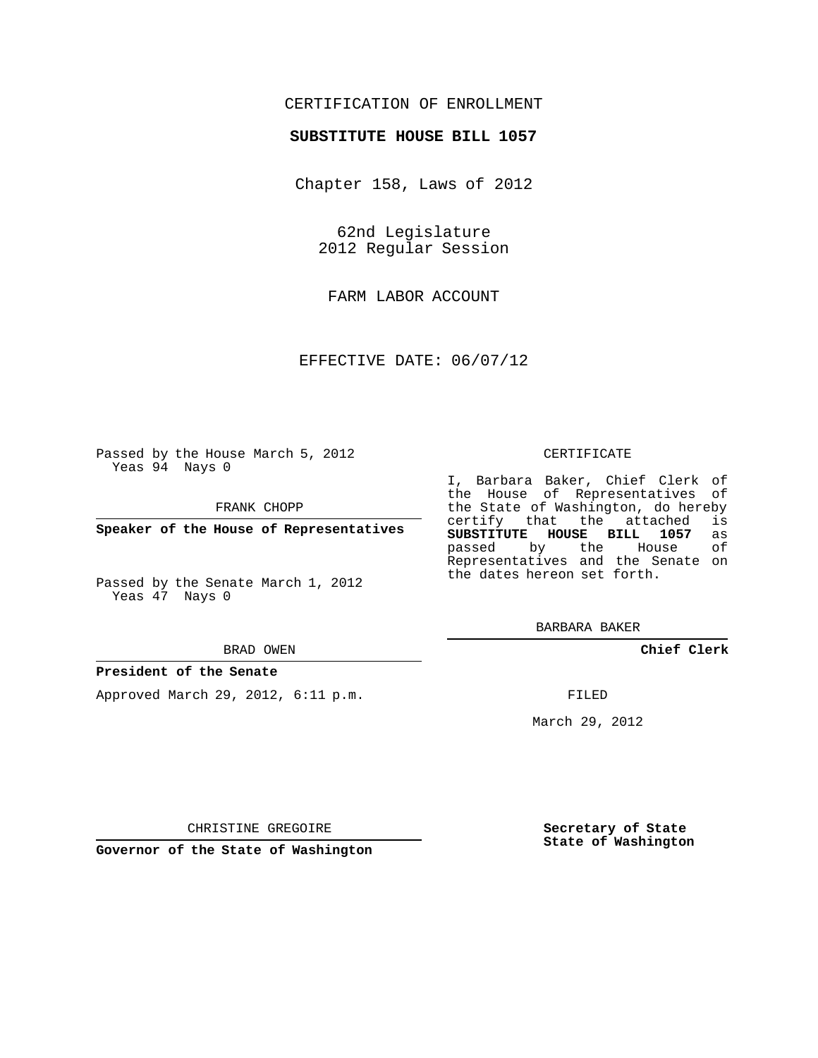CERTIFICATION OF ENROLLMENT

**SUBSTITUTE HOUSE BILL 1057**

Chapter 158, Laws of 2012

62nd Legislature
2012 Regular Session

FARM LABOR ACCOUNT

EFFECTIVE DATE: 06/07/12

Passed by the House March 5, 2012
Yeas 94 Nays 0

FRANK CHOPP

**Speaker of the House of Representatives**

Passed by the Senate March 1, 2012
Yeas 47 Nays 0

BRAD OWEN

**President of the Senate**

Approved March 29, 2012, 6:11 p.m.

CHRISTINE GREGOIRE

**Governor of the State of Washington**

CERTIFICATE

I, Barbara Baker, Chief Clerk of the House of Representatives of the State of Washington, do hereby certify that the attached is **SUBSTITUTE HOUSE BILL 1057** as passed by the House of Representatives and the Senate on the dates hereon set forth.

BARBARA BAKER

**Chief Clerk**

FILED

March 29, 2012

**Secretary of State**
**State of Washington**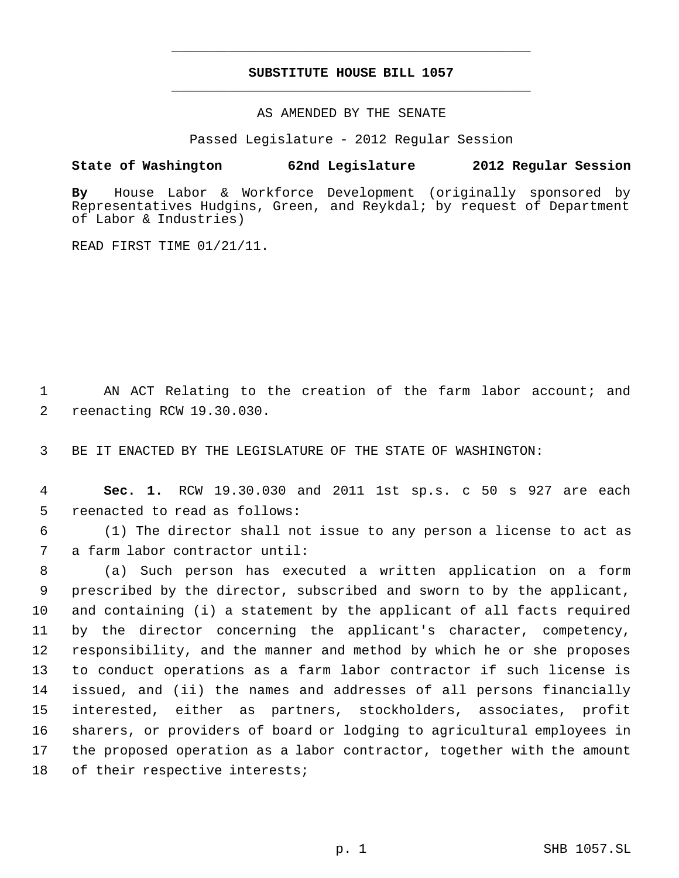# SUBSTITUTE HOUSE BILL 1057

AS AMENDED BY THE SENATE

Passed Legislature - 2012 Regular Session

**State of Washington 62nd Legislature 2012 Regular Session**

**By** House Labor & Workforce Development (originally sponsored by Representatives Hudgins, Green, and Reykdal; by request of Department of Labor & Industries)

READ FIRST TIME 01/21/11.

AN ACT Relating to the creation of the farm labor account; and reenacting RCW 19.30.030.

BE IT ENACTED BY THE LEGISLATURE OF THE STATE OF WASHINGTON:

**Sec. 1.** RCW 19.30.030 and 2011 1st sp.s. c 50 s 927 are each reenacted to read as follows:

(1) The director shall not issue to any person a license to act as a farm labor contractor until:

(a) Such person has executed a written application on a form prescribed by the director, subscribed and sworn to by the applicant, and containing (i) a statement by the applicant of all facts required by the director concerning the applicant's character, competency, responsibility, and the manner and method by which he or she proposes to conduct operations as a farm labor contractor if such license is issued, and (ii) the names and addresses of all persons financially interested, either as partners, stockholders, associates, profit sharers, or providers of board or lodging to agricultural employees in the proposed operation as a labor contractor, together with the amount of their respective interests;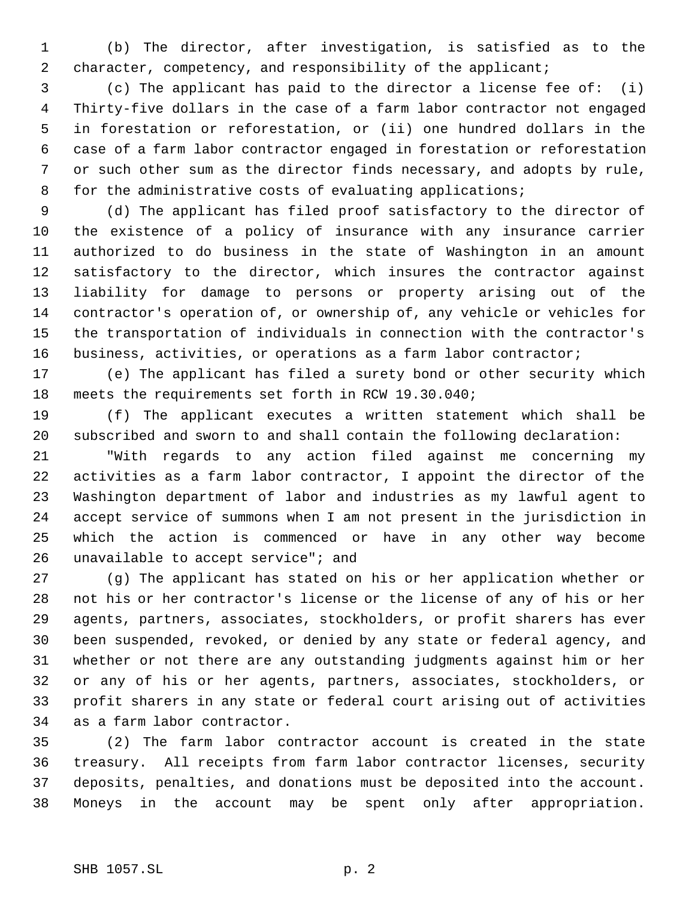(b) The director, after investigation, is satisfied as to the character, competency, and responsibility of the applicant;

(c) The applicant has paid to the director a license fee of: (i) Thirty-five dollars in the case of a farm labor contractor not engaged in forestation or reforestation, or (ii) one hundred dollars in the case of a farm labor contractor engaged in forestation or reforestation or such other sum as the director finds necessary, and adopts by rule, for the administrative costs of evaluating applications;

(d) The applicant has filed proof satisfactory to the director of the existence of a policy of insurance with any insurance carrier authorized to do business in the state of Washington in an amount satisfactory to the director, which insures the contractor against liability for damage to persons or property arising out of the contractor's operation of, or ownership of, any vehicle or vehicles for the transportation of individuals in connection with the contractor's business, activities, or operations as a farm labor contractor;

(e) The applicant has filed a surety bond or other security which meets the requirements set forth in RCW 19.30.040;

(f) The applicant executes a written statement which shall be subscribed and sworn to and shall contain the following declaration:

"With regards to any action filed against me concerning my activities as a farm labor contractor, I appoint the director of the Washington department of labor and industries as my lawful agent to accept service of summons when I am not present in the jurisdiction in which the action is commenced or have in any other way become unavailable to accept service"; and

(g) The applicant has stated on his or her application whether or not his or her contractor's license or the license of any of his or her agents, partners, associates, stockholders, or profit sharers has ever been suspended, revoked, or denied by any state or federal agency, and whether or not there are any outstanding judgments against him or her or any of his or her agents, partners, associates, stockholders, or profit sharers in any state or federal court arising out of activities as a farm labor contractor.

(2) The farm labor contractor account is created in the state treasury. All receipts from farm labor contractor licenses, security deposits, penalties, and donations must be deposited into the account. Moneys in the account may be spent only after appropriation.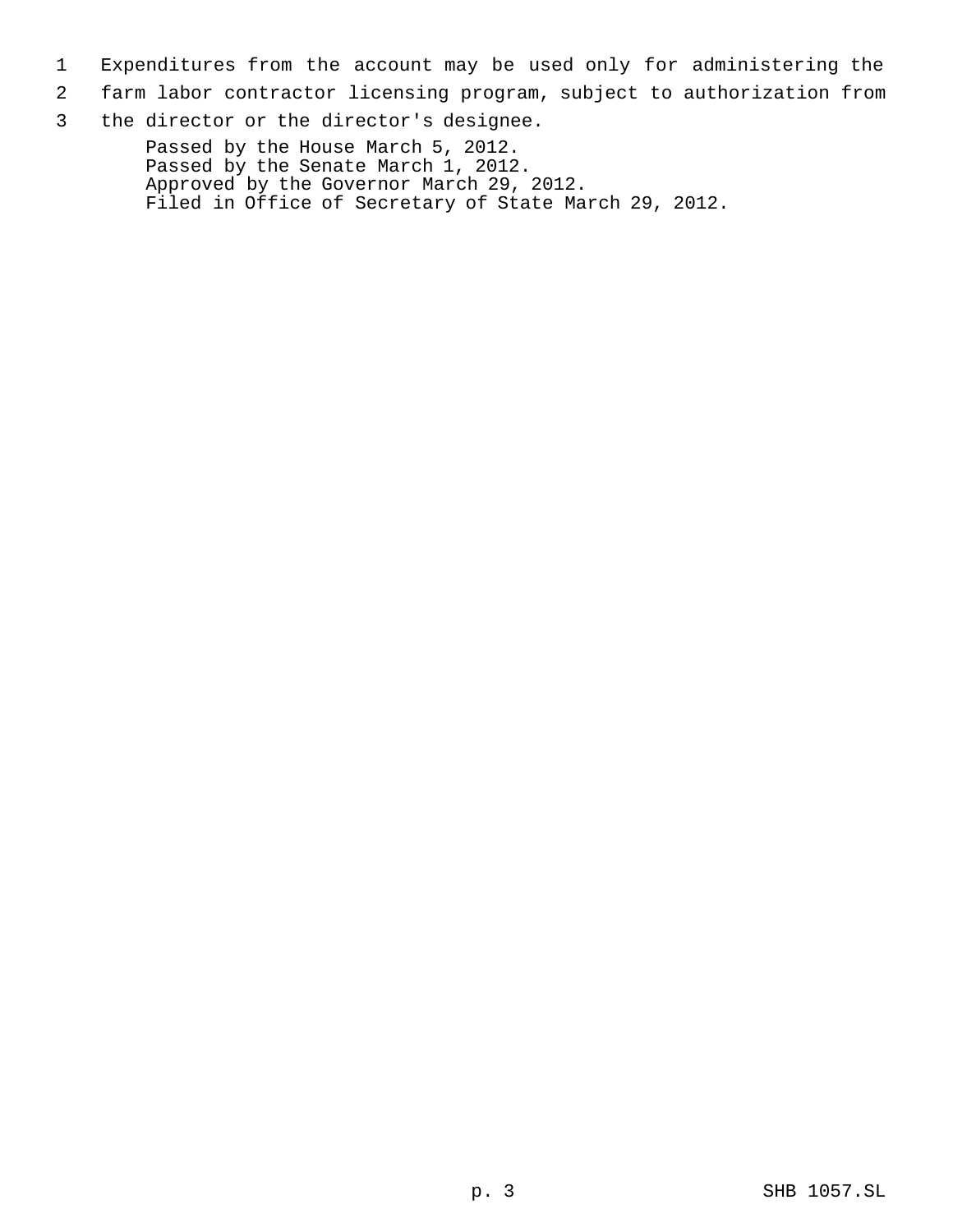Expenditures from the account may be used only for administering the farm labor contractor licensing program, subject to authorization from the director or the director's designee.

Passed by the House March 5, 2012.
Passed by the Senate March 1, 2012.
Approved by the Governor March 29, 2012.
Filed in Office of Secretary of State March 29, 2012.